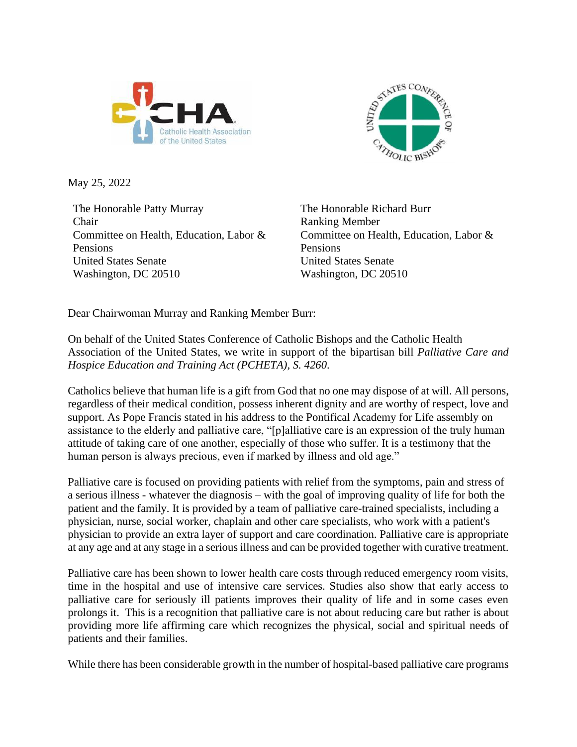May 25, 2022

The Honorable Patty Murray
Chair
Committee on Health, Education, Labor & Pensions
United States Senate
Washington, DC 20510

The Honorable Richard Burr
Ranking Member
Committee on Health, Education, Labor & Pensions
United States Senate
Washington, DC 20510

Dear Chairwoman Murray and Ranking Member Burr:

On behalf of the United States Conference of Catholic Bishops and the Catholic Health Association of the United States, we write in support of the bipartisan bill *Palliative Care and Hospice Education and Training Act (PCHETA), S. 4260.*

Catholics believe that human life is a gift from God that no one may dispose of at will. All persons, regardless of their medical condition, possess inherent dignity and are worthy of respect, love and support. As Pope Francis stated in his address to the Pontifical Academy for Life assembly on assistance to the elderly and palliative care, "[p]alliative care is an expression of the truly human attitude of taking care of one another, especially of those who suffer. It is a testimony that the human person is always precious, even if marked by illness and old age."

Palliative care is focused on providing patients with relief from the symptoms, pain and stress of a serious illness - whatever the diagnosis – with the goal of improving quality of life for both the patient and the family. It is provided by a team of palliative care-trained specialists, including a physician, nurse, social worker, chaplain and other care specialists, who work with a patient's physician to provide an extra layer of support and care coordination. Palliative care is appropriate at any age and at any stage in a serious illness and can be provided together with curative treatment.

Palliative care has been shown to lower health care costs through reduced emergency room visits, time in the hospital and use of intensive care services. Studies also show that early access to palliative care for seriously ill patients improves their quality of life and in some cases even prolongs it. This is a recognition that palliative care is not about reducing care but rather is about providing more life affirming care which recognizes the physical, social and spiritual needs of patients and their families.

While there has been considerable growth in the number of hospital-based palliative care programs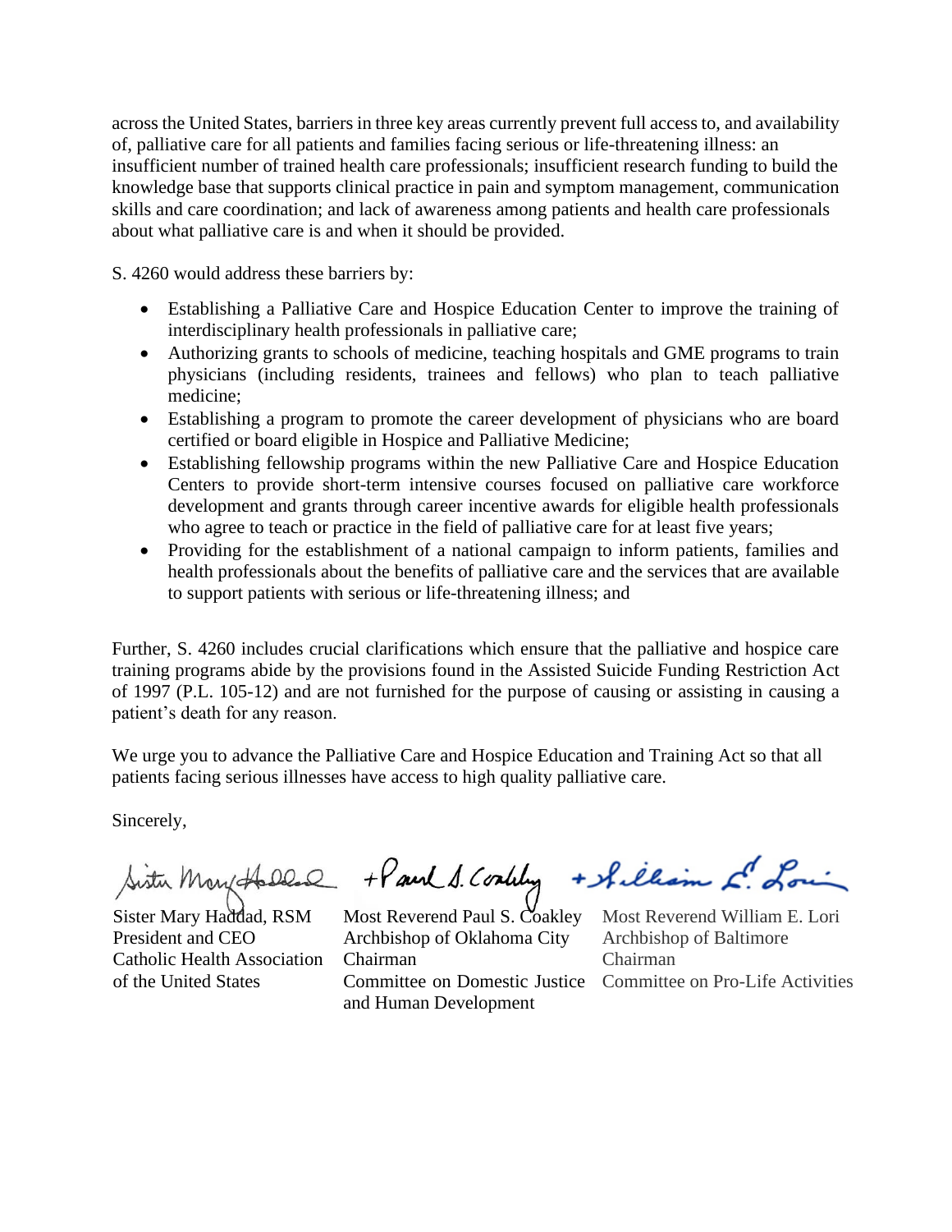across the United States, barriers in three key areas currently prevent full access to, and availability of, palliative care for all patients and families facing serious or life-threatening illness: an insufficient number of trained health care professionals; insufficient research funding to build the knowledge base that supports clinical practice in pain and symptom management, communication skills and care coordination; and lack of awareness among patients and health care professionals about what palliative care is and when it should be provided.

S. 4260 would address these barriers by:

- Establishing a Palliative Care and Hospice Education Center to improve the training of interdisciplinary health professionals in palliative care;
- Authorizing grants to schools of medicine, teaching hospitals and GME programs to train physicians (including residents, trainees and fellows) who plan to teach palliative medicine;
- Establishing a program to promote the career development of physicians who are board certified or board eligible in Hospice and Palliative Medicine;
- Establishing fellowship programs within the new Palliative Care and Hospice Education Centers to provide short-term intensive courses focused on palliative care workforce development and grants through career incentive awards for eligible health professionals who agree to teach or practice in the field of palliative care for at least five years;
- Providing for the establishment of a national campaign to inform patients, families and health professionals about the benefits of palliative care and the services that are available to support patients with serious or life-threatening illness; and

Further, S. 4260 includes crucial clarifications which ensure that the palliative and hospice care training programs abide by the provisions found in the Assisted Suicide Funding Restriction Act of 1997 (P.L. 105-12) and are not furnished for the purpose of causing or assisting in causing a patient's death for any reason.

We urge you to advance the Palliative Care and Hospice Education and Training Act so that all patients facing serious illnesses have access to high quality palliative care.

Sincerely,

Sister Mary Haddad, RSM
President and CEO
Catholic Health Association of the United States

Most Reverend Paul S. Coakley
Archbishop of Oklahoma City
Chairman
Committee on Domestic Justice and Human Development

Most Reverend William E. Lori
Archbishop of Baltimore
Chairman
Committee on Pro-Life Activities